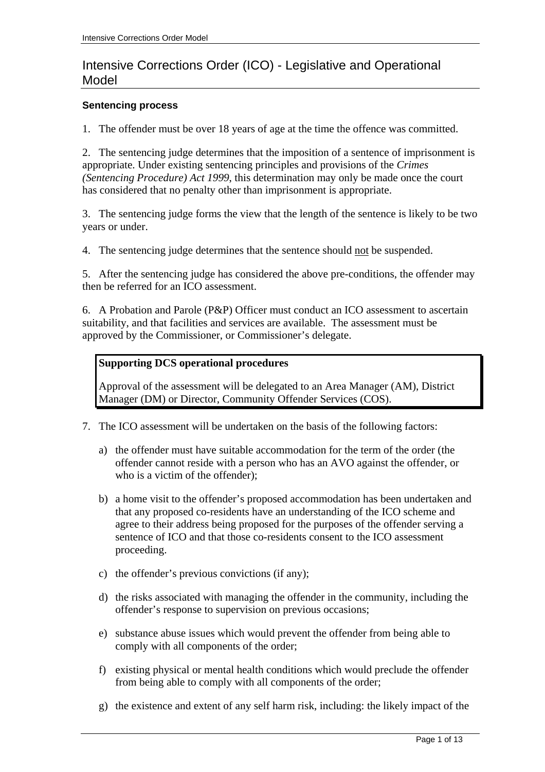# Intensive Corrections Order (ICO) - Legislative and Operational Model

### Sentencing process

1. The offender must be over 18 years of age at the time the offence was committed.

2. The sentencing judge determines that the imposition of a sentence of imprisonment is appropriate. Under existing sentencing principles and provisions of the *Crimes (Sentencing Procedure) Act 1999*, this determination may only be made once the court has considered that no penalty other than imprisonment is appropriate.

3. The sentencing judge forms the view that the length of the sentence is likely to be two years or under.

4. The sentencing judge determines that the sentence should <u>not</u> be suspended.

5. After the sentencing judge has considered the above pre-conditions, the offender may then be referred for an ICO assessment.

6. A Probation and Parole (P&P) Officer must conduct an ICO assessment to ascertain suitability, and that facilities and services are available. The assessment must be approved by the Commissioner, or Commissioner's delegate.

> **Supporting DCS operational procedures**
>
> Approval of the assessment will be delegated to an Area Manager (AM), District Manager (DM) or Director, Community Offender Services (COS).

7. The ICO assessment will be undertaken on the basis of the following factors:

   a) the offender must have suitable accommodation for the term of the order (the offender cannot reside with a person who has an AVO against the offender, or who is a victim of the offender);

   b) a home visit to the offender's proposed accommodation has been undertaken and that any proposed co-residents have an understanding of the ICO scheme and agree to their address being proposed for the purposes of the offender serving a sentence of ICO and that those co-residents consent to the ICO assessment proceeding.

   c) the offender's previous convictions (if any);

   d) the risks associated with managing the offender in the community, including the offender's response to supervision on previous occasions;

   e) substance abuse issues which would prevent the offender from being able to comply with all components of the order;

   f) existing physical or mental health conditions which would preclude the offender from being able to comply with all components of the order;

   g) the existence and extent of any self harm risk, including: the likely impact of the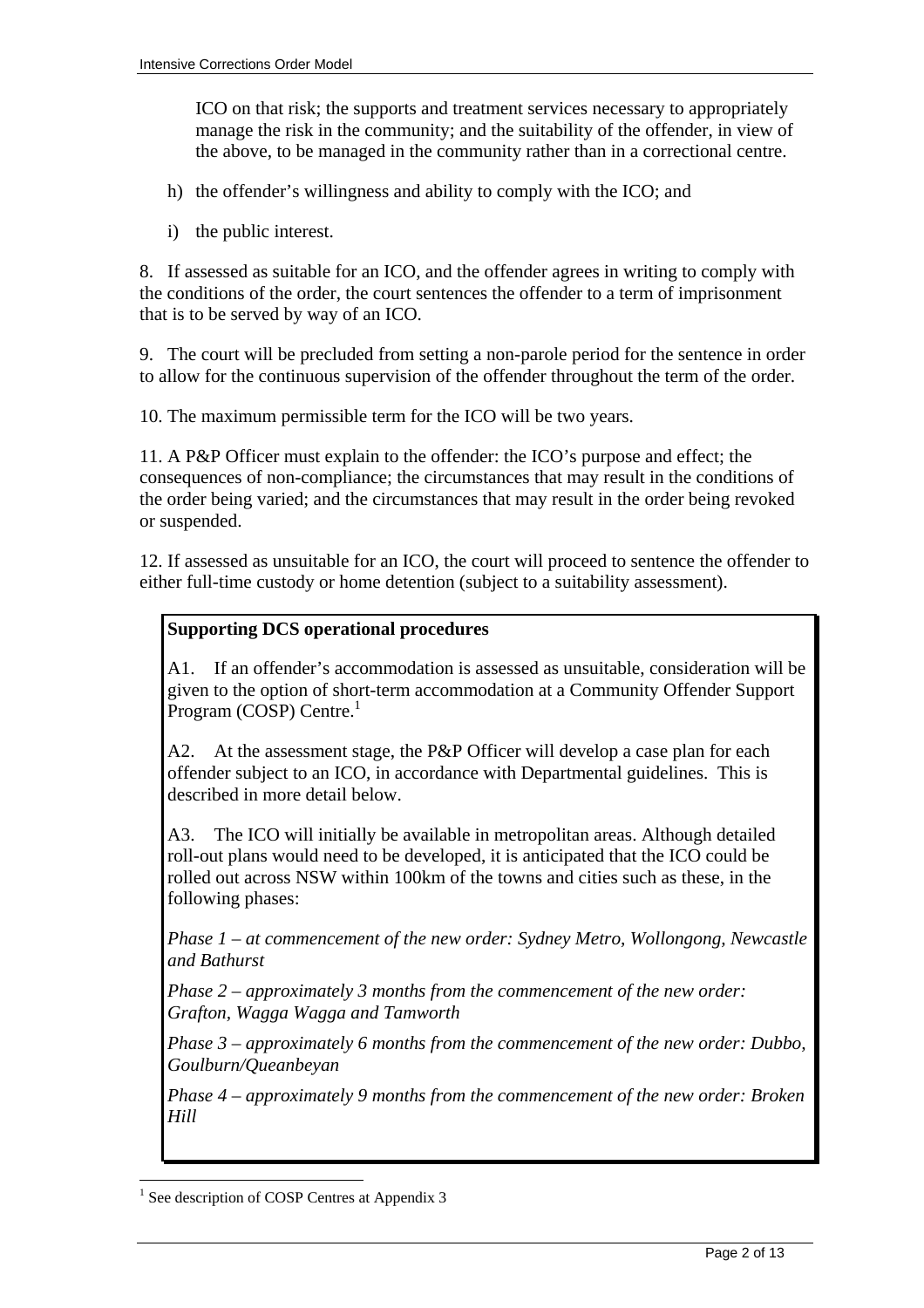ICO on that risk; the supports and treatment services necessary to appropriately manage the risk in the community; and the suitability of the offender, in view of the above, to be managed in the community rather than in a correctional centre.

h) the offender's willingness and ability to comply with the ICO; and

i) the public interest.

8. If assessed as suitable for an ICO, and the offender agrees in writing to comply with the conditions of the order, the court sentences the offender to a term of imprisonment that is to be served by way of an ICO.

9. The court will be precluded from setting a non-parole period for the sentence in order to allow for the continuous supervision of the offender throughout the term of the order.

10. The maximum permissible term for the ICO will be two years.

11. A P&P Officer must explain to the offender: the ICO's purpose and effect; the consequences of non-compliance; the circumstances that may result in the conditions of the order being varied; and the circumstances that may result in the order being revoked or suspended.

12. If assessed as unsuitable for an ICO, the court will proceed to sentence the offender to either full-time custody or home detention (subject to a suitability assessment).

**Supporting DCS operational procedures**

A1. If an offender's accommodation is assessed as unsuitable, consideration will be given to the option of short-term accommodation at a Community Offender Support Program (COSP) Centre.[1]

A2. At the assessment stage, the P&P Officer will develop a case plan for each offender subject to an ICO, in accordance with Departmental guidelines. This is described in more detail below.

A3. The ICO will initially be available in metropolitan areas. Although detailed roll-out plans would need to be developed, it is anticipated that the ICO could be rolled out across NSW within 100km of the towns and cities such as these, in the following phases:

*Phase 1 – at commencement of the new order: Sydney Metro, Wollongong, Newcastle and Bathurst*

*Phase 2 – approximately 3 months from the commencement of the new order: Grafton, Wagga Wagga and Tamworth*

*Phase 3 – approximately 6 months from the commencement of the new order: Dubbo, Goulburn/Queanbeyan*

*Phase 4 – approximately 9 months from the commencement of the new order: Broken Hill*

[1] See description of COSP Centres at Appendix 3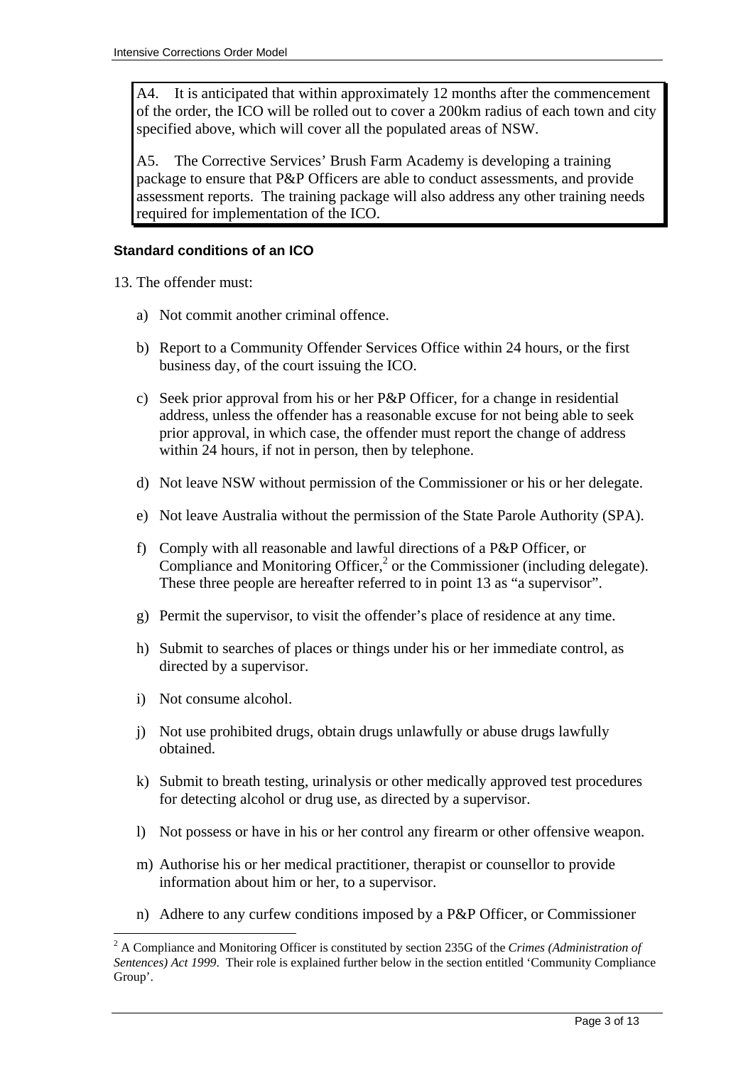A4. It is anticipated that within approximately 12 months after the commencement of the order, the ICO will be rolled out to cover a 200km radius of each town and city specified above, which will cover all the populated areas of NSW.

A5. The Corrective Services' Brush Farm Academy is developing a training package to ensure that P&P Officers are able to conduct assessments, and provide assessment reports. The training package will also address any other training needs required for implementation of the ICO.

**Standard conditions of an ICO**

13. The offender must:

a) Not commit another criminal offence.

b) Report to a Community Offender Services Office within 24 hours, or the first business day, of the court issuing the ICO.

c) Seek prior approval from his or her P&P Officer, for a change in residential address, unless the offender has a reasonable excuse for not being able to seek prior approval, in which case, the offender must report the change of address within 24 hours, if not in person, then by telephone.

d) Not leave NSW without permission of the Commissioner or his or her delegate.

e) Not leave Australia without the permission of the State Parole Authority (SPA).

f) Comply with all reasonable and lawful directions of a P&P Officer, or Compliance and Monitoring Officer,[2] or the Commissioner (including delegate). These three people are hereafter referred to in point 13 as "a supervisor".

g) Permit the supervisor, to visit the offender's place of residence at any time.

h) Submit to searches of places or things under his or her immediate control, as directed by a supervisor.

i) Not consume alcohol.

j) Not use prohibited drugs, obtain drugs unlawfully or abuse drugs lawfully obtained.

k) Submit to breath testing, urinalysis or other medically approved test procedures for detecting alcohol or drug use, as directed by a supervisor.

l) Not possess or have in his or her control any firearm or other offensive weapon.

m) Authorise his or her medical practitioner, therapist or counsellor to provide information about him or her, to a supervisor.

n) Adhere to any curfew conditions imposed by a P&P Officer, or Commissioner

---

[2] A Compliance and Monitoring Officer is constituted by section 235G of the *Crimes (Administration of Sentences) Act 1999*. Their role is explained further below in the section entitled 'Community Compliance Group'.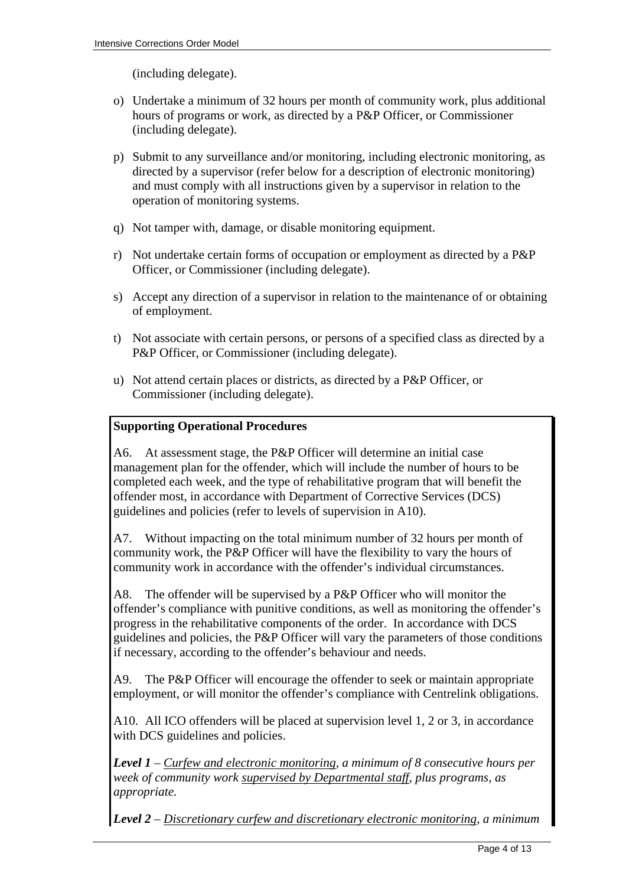(including delegate).

o) Undertake a minimum of 32 hours per month of community work, plus additional hours of programs or work, as directed by a P&P Officer, or Commissioner (including delegate).

p) Submit to any surveillance and/or monitoring, including electronic monitoring, as directed by a supervisor (refer below for a description of electronic monitoring) and must comply with all instructions given by a supervisor in relation to the operation of monitoring systems.

q) Not tamper with, damage, or disable monitoring equipment.

r) Not undertake certain forms of occupation or employment as directed by a P&P Officer, or Commissioner (including delegate).

s) Accept any direction of a supervisor in relation to the maintenance of or obtaining of employment.

t) Not associate with certain persons, or persons of a specified class as directed by a P&P Officer, or Commissioner (including delegate).

u) Not attend certain places or districts, as directed by a P&P Officer, or Commissioner (including delegate).

**Supporting Operational Procedures**

A6. At assessment stage, the P&P Officer will determine an initial case management plan for the offender, which will include the number of hours to be completed each week, and the type of rehabilitative program that will benefit the offender most, in accordance with Department of Corrective Services (DCS) guidelines and policies (refer to levels of supervision in A10).

A7. Without impacting on the total minimum number of 32 hours per month of community work, the P&P Officer will have the flexibility to vary the hours of community work in accordance with the offender's individual circumstances.

A8. The offender will be supervised by a P&P Officer who will monitor the offender's compliance with punitive conditions, as well as monitoring the offender's progress in the rehabilitative components of the order. In accordance with DCS guidelines and policies, the P&P Officer will vary the parameters of those conditions if necessary, according to the offender's behaviour and needs.

A9. The P&P Officer will encourage the offender to seek or maintain appropriate employment, or will monitor the offender's compliance with Centrelink obligations.

A10. All ICO offenders will be placed at supervision level 1, 2 or 3, in accordance with DCS guidelines and policies.

***Level 1*** – *<u>Curfew and electronic monitoring</u>, a minimum of 8 consecutive hours per week of community work <u>supervised by Departmental staff</u>, plus programs, as appropriate.*

***Level 2*** – *<u>Discretionary curfew and discretionary electronic monitoring</u>, a minimum*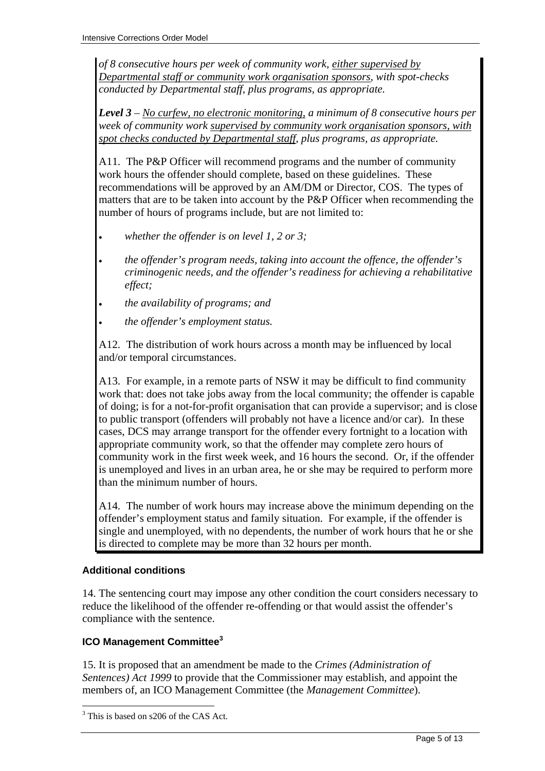*of 8 consecutive hours per week of community work, <u>either supervised by Departmental staff or community work organisation sponsors</u>, with spot-checks conducted by Departmental staff, plus programs, as appropriate.*

***Level 3*** *– <u>No curfew, no electronic monitoring,</u> a minimum of 8 consecutive hours per week of community work <u>supervised by community work organisation sponsors, with spot checks conducted by Departmental staff</u>, plus programs, as appropriate.*

A11. The P&P Officer will recommend programs and the number of community work hours the offender should complete, based on these guidelines. These recommendations will be approved by an AM/DM or Director, COS. The types of matters that are to be taken into account by the P&P Officer when recommending the number of hours of programs include, but are not limited to:

- *whether the offender is on level 1, 2 or 3;*
- *the offender's program needs, taking into account the offence, the offender's criminogenic needs, and the offender's readiness for achieving a rehabilitative effect;*
- *the availability of programs; and*
- *the offender's employment status.*

A12. The distribution of work hours across a month may be influenced by local and/or temporal circumstances.

A13. For example, in a remote parts of NSW it may be difficult to find community work that: does not take jobs away from the local community; the offender is capable of doing; is for a not-for-profit organisation that can provide a supervisor; and is close to public transport (offenders will probably not have a licence and/or car). In these cases, DCS may arrange transport for the offender every fortnight to a location with appropriate community work, so that the offender may complete zero hours of community work in the first week week, and 16 hours the second. Or, if the offender is unemployed and lives in an urban area, he or she may be required to perform more than the minimum number of hours.

A14. The number of work hours may increase above the minimum depending on the offender's employment status and family situation. For example, if the offender is single and unemployed, with no dependents, the number of work hours that he or she is directed to complete may be more than 32 hours per month.

#### Additional conditions

14. The sentencing court may impose any other condition the court considers necessary to reduce the likelihood of the offender re-offending or that would assist the offender's compliance with the sentence.

#### ICO Management Committee[3]

15. It is proposed that an amendment be made to the *Crimes (Administration of Sentences) Act 1999* to provide that the Commissioner may establish, and appoint the members of, an ICO Management Committee (the *Management Committee*).

[3] This is based on s206 of the CAS Act.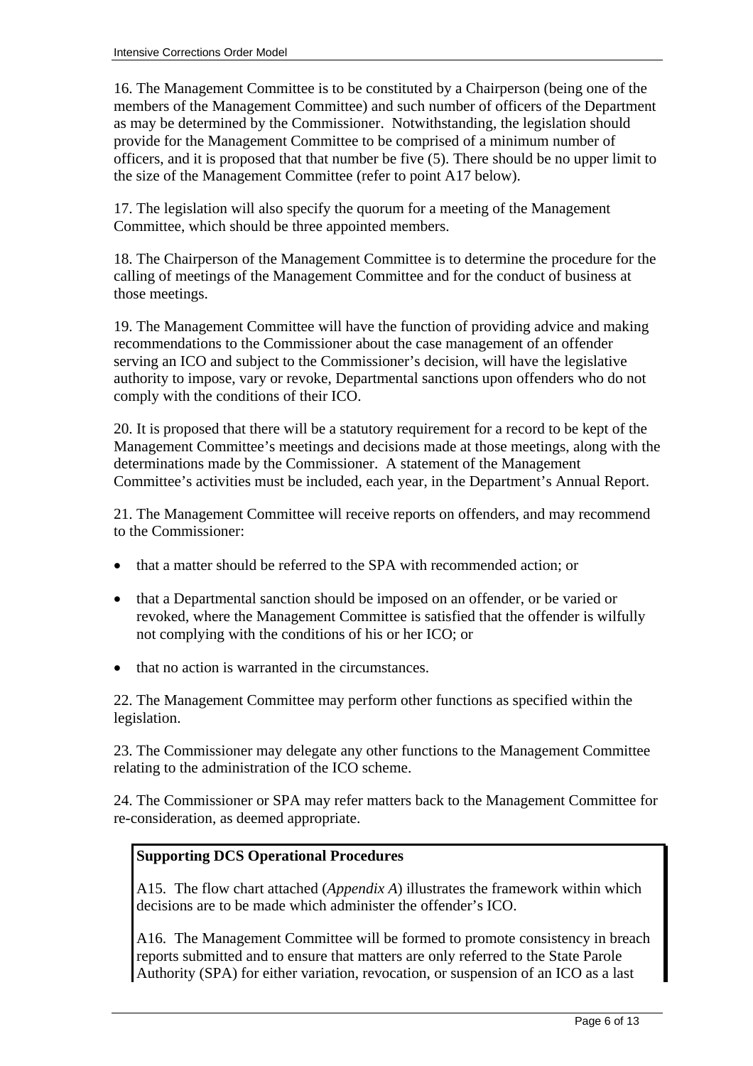16. The Management Committee is to be constituted by a Chairperson (being one of the members of the Management Committee) and such number of officers of the Department as may be determined by the Commissioner. Notwithstanding, the legislation should provide for the Management Committee to be comprised of a minimum number of officers, and it is proposed that that number be five (5). There should be no upper limit to the size of the Management Committee (refer to point A17 below).

17. The legislation will also specify the quorum for a meeting of the Management Committee, which should be three appointed members.

18. The Chairperson of the Management Committee is to determine the procedure for the calling of meetings of the Management Committee and for the conduct of business at those meetings.

19. The Management Committee will have the function of providing advice and making recommendations to the Commissioner about the case management of an offender serving an ICO and subject to the Commissioner's decision, will have the legislative authority to impose, vary or revoke, Departmental sanctions upon offenders who do not comply with the conditions of their ICO.

20. It is proposed that there will be a statutory requirement for a record to be kept of the Management Committee's meetings and decisions made at those meetings, along with the determinations made by the Commissioner. A statement of the Management Committee's activities must be included, each year, in the Department's Annual Report.

21. The Management Committee will receive reports on offenders, and may recommend to the Commissioner:

- that a matter should be referred to the SPA with recommended action; or
- that a Departmental sanction should be imposed on an offender, or be varied or revoked, where the Management Committee is satisfied that the offender is wilfully not complying with the conditions of his or her ICO; or
- that no action is warranted in the circumstances.

22. The Management Committee may perform other functions as specified within the legislation.

23. The Commissioner may delegate any other functions to the Management Committee relating to the administration of the ICO scheme.

24. The Commissioner or SPA may refer matters back to the Management Committee for re-consideration, as deemed appropriate.

**Supporting DCS Operational Procedures**

A15. The flow chart attached (*Appendix A*) illustrates the framework within which decisions are to be made which administer the offender's ICO.

A16. The Management Committee will be formed to promote consistency in breach reports submitted and to ensure that matters are only referred to the State Parole Authority (SPA) for either variation, revocation, or suspension of an ICO as a last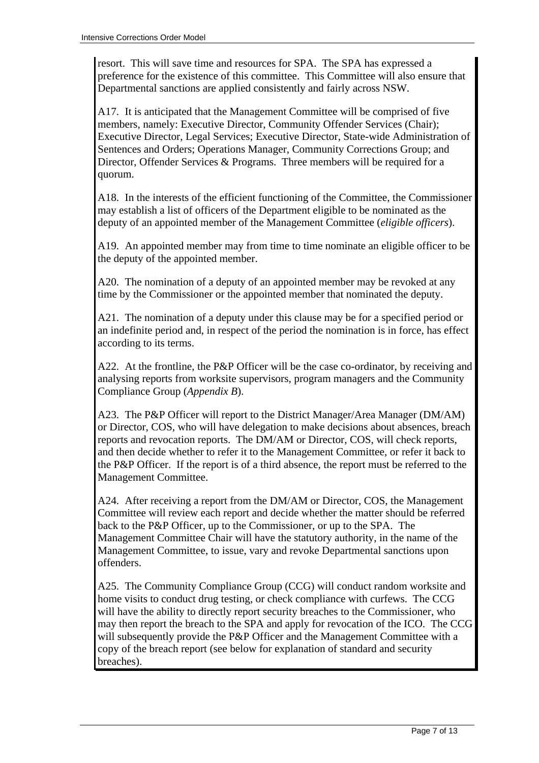resort. This will save time and resources for SPA. The SPA has expressed a preference for the existence of this committee. This Committee will also ensure that Departmental sanctions are applied consistently and fairly across NSW.

A17. It is anticipated that the Management Committee will be comprised of five members, namely: Executive Director, Community Offender Services (Chair); Executive Director, Legal Services; Executive Director, State-wide Administration of Sentences and Orders; Operations Manager, Community Corrections Group; and Director, Offender Services & Programs. Three members will be required for a quorum.

A18. In the interests of the efficient functioning of the Committee, the Commissioner may establish a list of officers of the Department eligible to be nominated as the deputy of an appointed member of the Management Committee (*eligible officers*).

A19. An appointed member may from time to time nominate an eligible officer to be the deputy of the appointed member.

A20. The nomination of a deputy of an appointed member may be revoked at any time by the Commissioner or the appointed member that nominated the deputy.

A21. The nomination of a deputy under this clause may be for a specified period or an indefinite period and, in respect of the period the nomination is in force, has effect according to its terms.

A22. At the frontline, the P&P Officer will be the case co-ordinator, by receiving and analysing reports from worksite supervisors, program managers and the Community Compliance Group (*Appendix B*).

A23. The P&P Officer will report to the District Manager/Area Manager (DM/AM) or Director, COS, who will have delegation to make decisions about absences, breach reports and revocation reports. The DM/AM or Director, COS, will check reports, and then decide whether to refer it to the Management Committee, or refer it back to the P&P Officer. If the report is of a third absence, the report must be referred to the Management Committee.

A24. After receiving a report from the DM/AM or Director, COS, the Management Committee will review each report and decide whether the matter should be referred back to the P&P Officer, up to the Commissioner, or up to the SPA. The Management Committee Chair will have the statutory authority, in the name of the Management Committee, to issue, vary and revoke Departmental sanctions upon offenders.

A25. The Community Compliance Group (CCG) will conduct random worksite and home visits to conduct drug testing, or check compliance with curfews. The CCG will have the ability to directly report security breaches to the Commissioner, who may then report the breach to the SPA and apply for revocation of the ICO. The CCG will subsequently provide the P&P Officer and the Management Committee with a copy of the breach report (see below for explanation of standard and security breaches).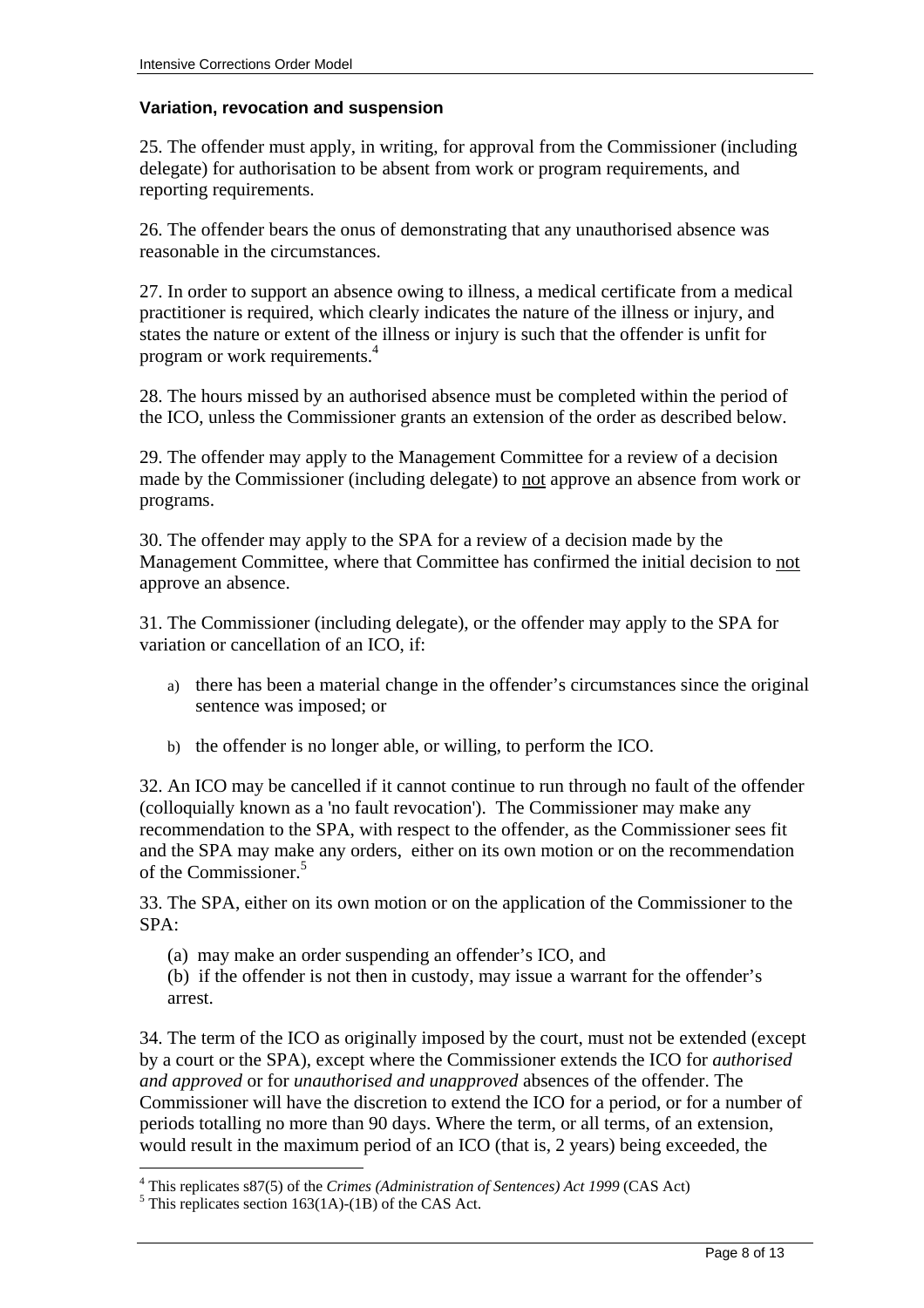### Variation, revocation and suspension

25. The offender must apply, in writing, for approval from the Commissioner (including delegate) for authorisation to be absent from work or program requirements, and reporting requirements.

26. The offender bears the onus of demonstrating that any unauthorised absence was reasonable in the circumstances.

27. In order to support an absence owing to illness, a medical certificate from a medical practitioner is required, which clearly indicates the nature of the illness or injury, and states the nature or extent of the illness or injury is such that the offender is unfit for program or work requirements.[4]

28. The hours missed by an authorised absence must be completed within the period of the ICO, unless the Commissioner grants an extension of the order as described below.

29. The offender may apply to the Management Committee for a review of a decision made by the Commissioner (including delegate) to <u>not</u> approve an absence from work or programs.

30. The offender may apply to the SPA for a review of a decision made by the Management Committee, where that Committee has confirmed the initial decision to <u>not</u> approve an absence.

31. The Commissioner (including delegate), or the offender may apply to the SPA for variation or cancellation of an ICO, if:

a) there has been a material change in the offender's circumstances since the original sentence was imposed; or

b) the offender is no longer able, or willing, to perform the ICO.

32. An ICO may be cancelled if it cannot continue to run through no fault of the offender (colloquially known as a 'no fault revocation'). The Commissioner may make any recommendation to the SPA, with respect to the offender, as the Commissioner sees fit and the SPA may make any orders, either on its own motion or on the recommendation of the Commissioner.[5]

33. The SPA, either on its own motion or on the application of the Commissioner to the SPA:

(a) may make an order suspending an offender's ICO, and

(b) if the offender is not then in custody, may issue a warrant for the offender's arrest.

34. The term of the ICO as originally imposed by the court, must not be extended (except by a court or the SPA), except where the Commissioner extends the ICO for *authorised and approved* or for *unauthorised and unapproved* absences of the offender. The Commissioner will have the discretion to extend the ICO for a period, or for a number of periods totalling no more than 90 days. Where the term, or all terms, of an extension, would result in the maximum period of an ICO (that is, 2 years) being exceeded, the

---

[4] This replicates s87(5) of the *Crimes (Administration of Sentences) Act 1999* (CAS Act)

[5] This replicates section 163(1A)-(1B) of the CAS Act.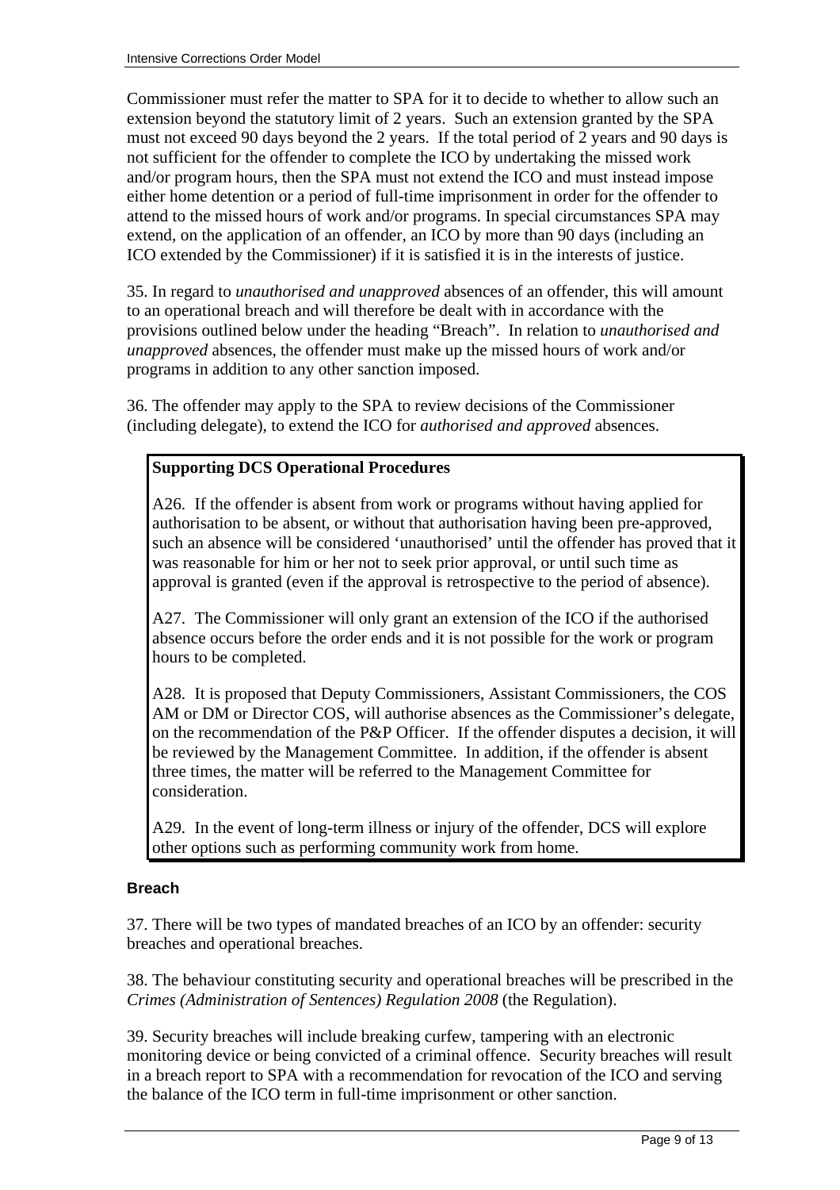Commissioner must refer the matter to SPA for it to decide to whether to allow such an extension beyond the statutory limit of 2 years. Such an extension granted by the SPA must not exceed 90 days beyond the 2 years. If the total period of 2 years and 90 days is not sufficient for the offender to complete the ICO by undertaking the missed work and/or program hours, then the SPA must not extend the ICO and must instead impose either home detention or a period of full-time imprisonment in order for the offender to attend to the missed hours of work and/or programs. In special circumstances SPA may extend, on the application of an offender, an ICO by more than 90 days (including an ICO extended by the Commissioner) if it is satisfied it is in the interests of justice.

35. In regard to *unauthorised and unapproved* absences of an offender, this will amount to an operational breach and will therefore be dealt with in accordance with the provisions outlined below under the heading "Breach". In relation to *unauthorised and unapproved* absences, the offender must make up the missed hours of work and/or programs in addition to any other sanction imposed.

36. The offender may apply to the SPA to review decisions of the Commissioner (including delegate), to extend the ICO for *authorised and approved* absences.

> **Supporting DCS Operational Procedures**
>
> A26. If the offender is absent from work or programs without having applied for authorisation to be absent, or without that authorisation having been pre-approved, such an absence will be considered 'unauthorised' until the offender has proved that it was reasonable for him or her not to seek prior approval, or until such time as approval is granted (even if the approval is retrospective to the period of absence).
>
> A27. The Commissioner will only grant an extension of the ICO if the authorised absence occurs before the order ends and it is not possible for the work or program hours to be completed.
>
> A28. It is proposed that Deputy Commissioners, Assistant Commissioners, the COS AM or DM or Director COS, will authorise absences as the Commissioner's delegate, on the recommendation of the P&P Officer. If the offender disputes a decision, it will be reviewed by the Management Committee. In addition, if the offender is absent three times, the matter will be referred to the Management Committee for consideration.
>
> A29. In the event of long-term illness or injury of the offender, DCS will explore other options such as performing community work from home.

### Breach

37. There will be two types of mandated breaches of an ICO by an offender: security breaches and operational breaches.

38. The behaviour constituting security and operational breaches will be prescribed in the *Crimes (Administration of Sentences) Regulation 2008* (the Regulation).

39. Security breaches will include breaking curfew, tampering with an electronic monitoring device or being convicted of a criminal offence. Security breaches will result in a breach report to SPA with a recommendation for revocation of the ICO and serving the balance of the ICO term in full-time imprisonment or other sanction.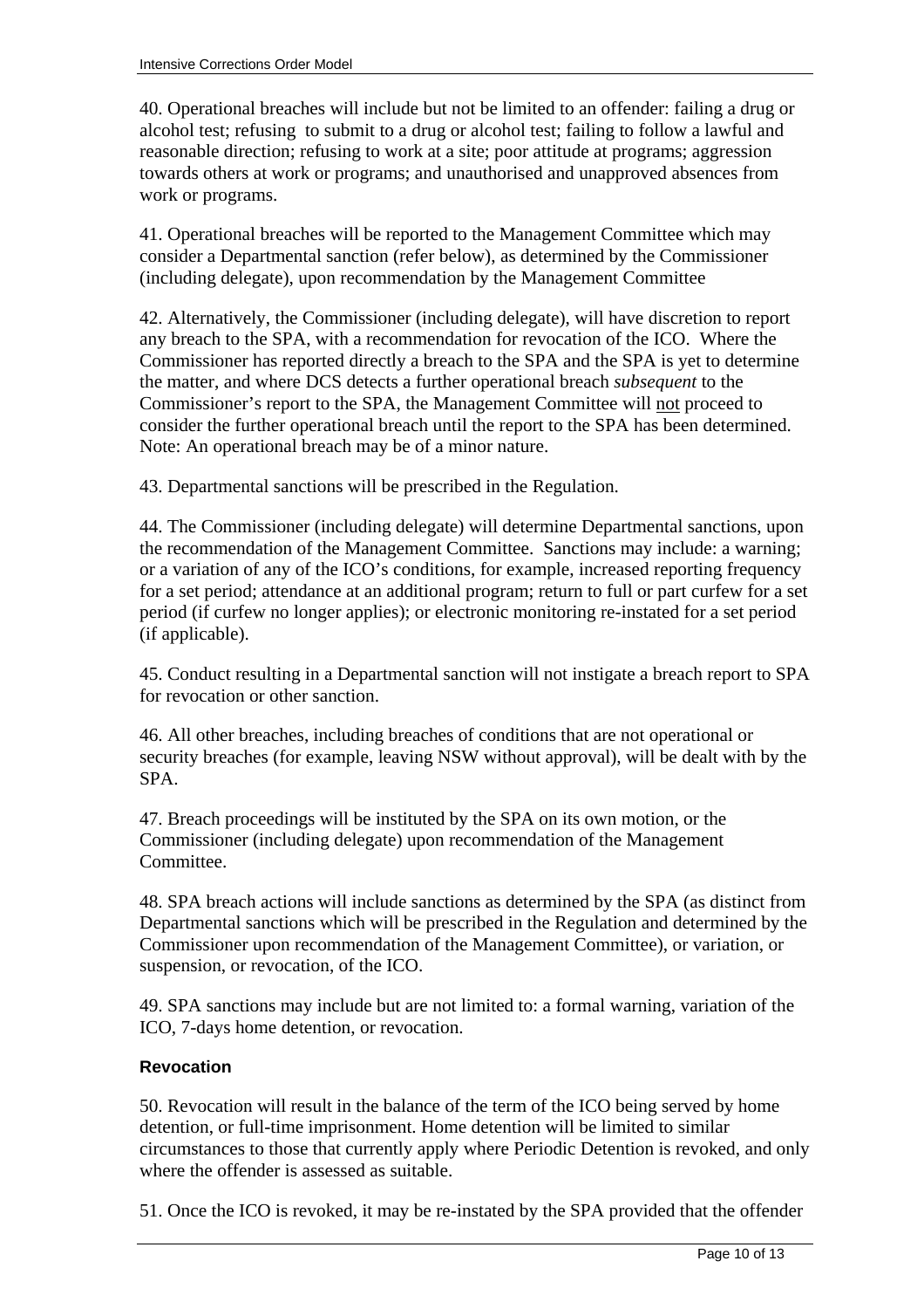40. Operational breaches will include but not be limited to an offender: failing a drug or alcohol test; refusing to submit to a drug or alcohol test; failing to follow a lawful and reasonable direction; refusing to work at a site; poor attitude at programs; aggression towards others at work or programs; and unauthorised and unapproved absences from work or programs.

41. Operational breaches will be reported to the Management Committee which may consider a Departmental sanction (refer below), as determined by the Commissioner (including delegate), upon recommendation by the Management Committee

42. Alternatively, the Commissioner (including delegate), will have discretion to report any breach to the SPA, with a recommendation for revocation of the ICO. Where the Commissioner has reported directly a breach to the SPA and the SPA is yet to determine the matter, and where DCS detects a further operational breach *subsequent* to the Commissioner's report to the SPA, the Management Committee will <u>not</u> proceed to consider the further operational breach until the report to the SPA has been determined. Note: An operational breach may be of a minor nature.

43. Departmental sanctions will be prescribed in the Regulation.

44. The Commissioner (including delegate) will determine Departmental sanctions, upon the recommendation of the Management Committee. Sanctions may include: a warning; or a variation of any of the ICO's conditions, for example, increased reporting frequency for a set period; attendance at an additional program; return to full or part curfew for a set period (if curfew no longer applies); or electronic monitoring re-instated for a set period (if applicable).

45. Conduct resulting in a Departmental sanction will not instigate a breach report to SPA for revocation or other sanction.

46. All other breaches, including breaches of conditions that are not operational or security breaches (for example, leaving NSW without approval), will be dealt with by the SPA.

47. Breach proceedings will be instituted by the SPA on its own motion, or the Commissioner (including delegate) upon recommendation of the Management Committee.

48. SPA breach actions will include sanctions as determined by the SPA (as distinct from Departmental sanctions which will be prescribed in the Regulation and determined by the Commissioner upon recommendation of the Management Committee), or variation, or suspension, or revocation, of the ICO.

49. SPA sanctions may include but are not limited to: a formal warning, variation of the ICO, 7-days home detention, or revocation.

### Revocation

50. Revocation will result in the balance of the term of the ICO being served by home detention, or full-time imprisonment. Home detention will be limited to similar circumstances to those that currently apply where Periodic Detention is revoked, and only where the offender is assessed as suitable.

51. Once the ICO is revoked, it may be re-instated by the SPA provided that the offender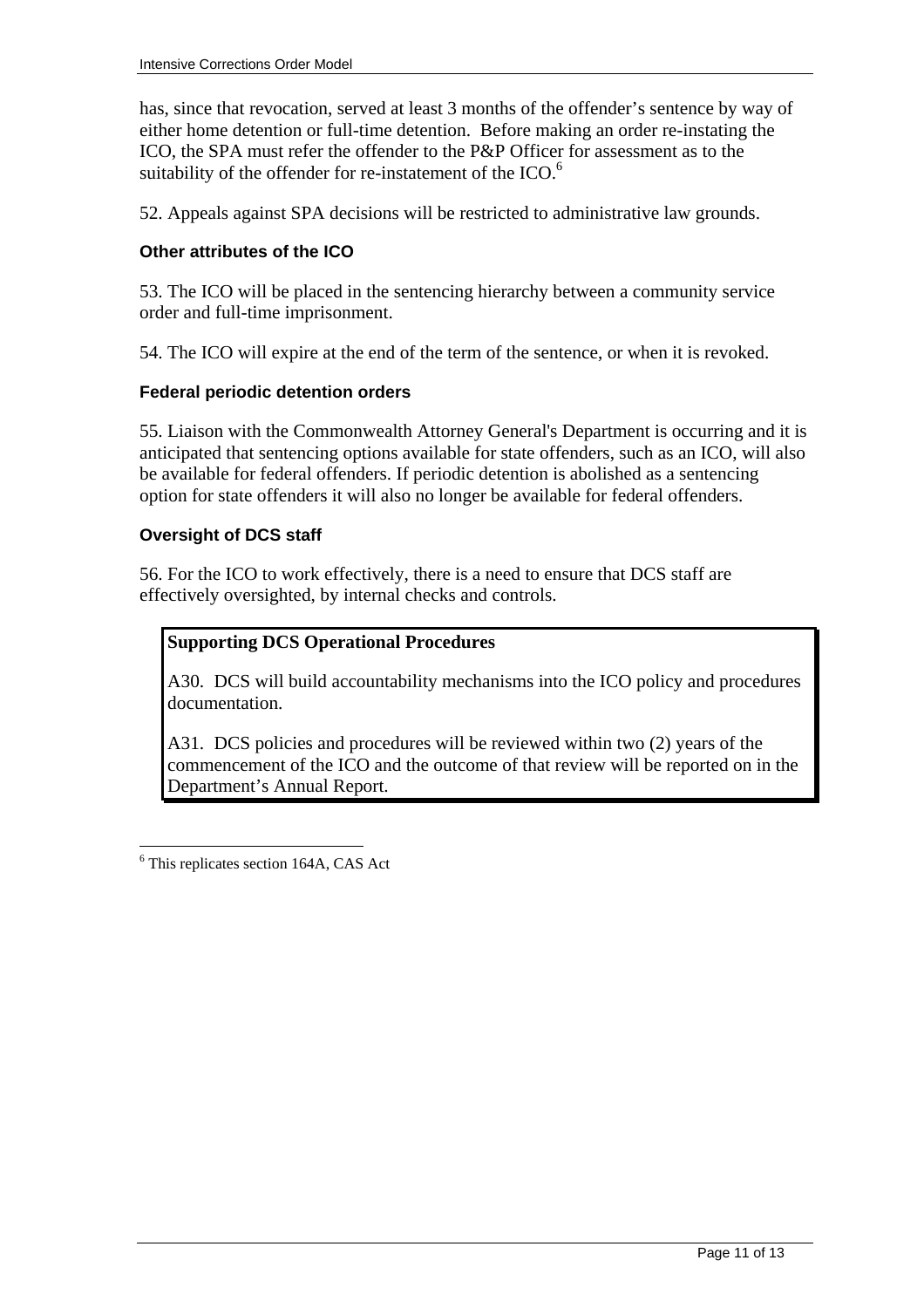has, since that revocation, served at least 3 months of the offender's sentence by way of either home detention or full-time detention. Before making an order re-instating the ICO, the SPA must refer the offender to the P&P Officer for assessment as to the suitability of the offender for re-instatement of the ICO.[6]

52. Appeals against SPA decisions will be restricted to administrative law grounds.

### Other attributes of the ICO

53. The ICO will be placed in the sentencing hierarchy between a community service order and full-time imprisonment.

54. The ICO will expire at the end of the term of the sentence, or when it is revoked.

### Federal periodic detention orders

55. Liaison with the Commonwealth Attorney General's Department is occurring and it is anticipated that sentencing options available for state offenders, such as an ICO, will also be available for federal offenders. If periodic detention is abolished as a sentencing option for state offenders it will also no longer be available for federal offenders.

### Oversight of DCS staff

56. For the ICO to work effectively, there is a need to ensure that DCS staff are effectively oversighted, by internal checks and controls.

> **Supporting DCS Operational Procedures**
>
> A30. DCS will build accountability mechanisms into the ICO policy and procedures documentation.
>
> A31. DCS policies and procedures will be reviewed within two (2) years of the commencement of the ICO and the outcome of that review will be reported on in the Department's Annual Report.

---

[6] This replicates section 164A, CAS Act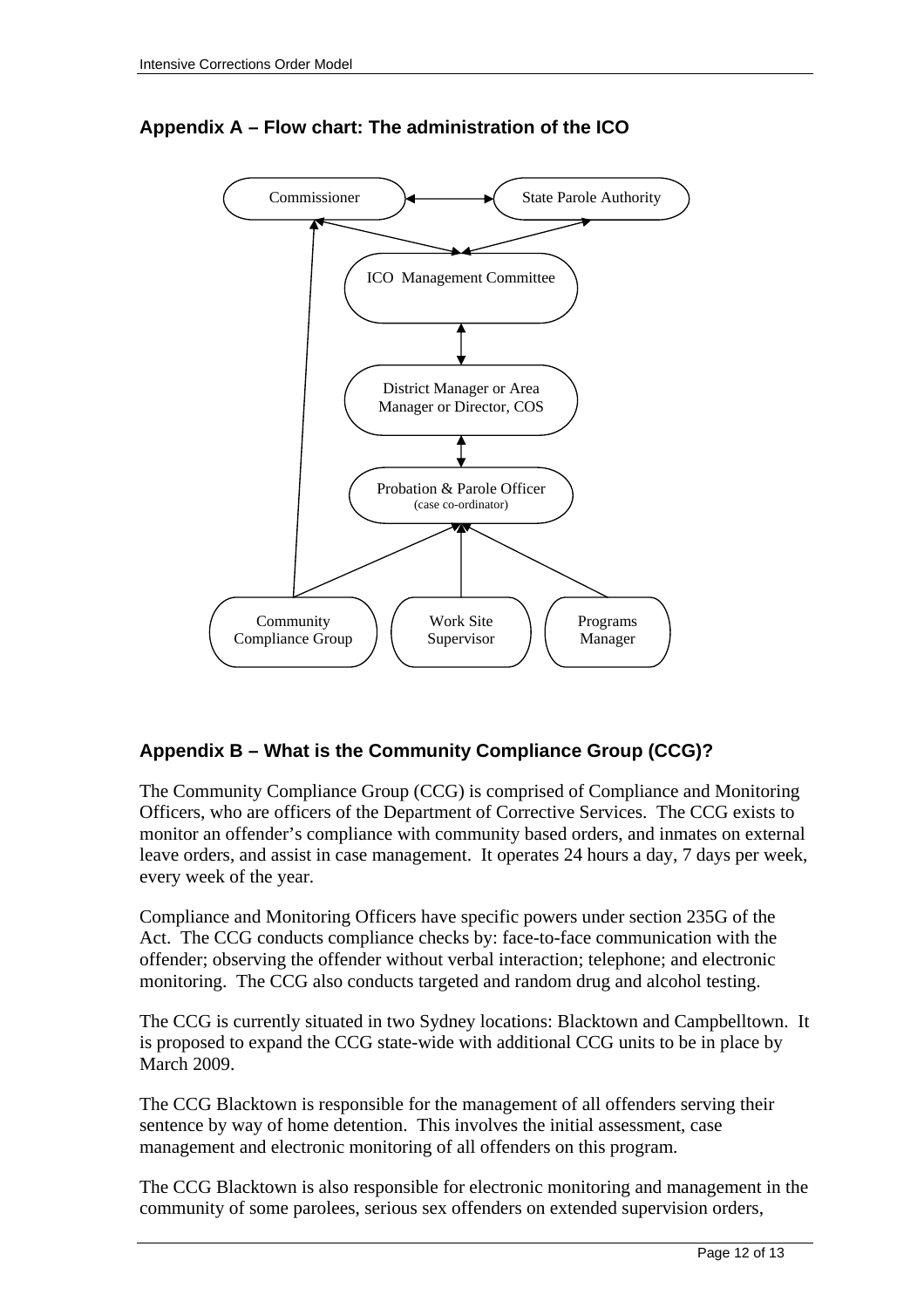## Appendix A – Flow chart: The administration of the ICO

Commissioner

State Parole Authority

ICO Management Committee

District Manager or Area Manager or Director, COS

Probation & Parole Officer (case co-ordinator)

Community Compliance Group

Work Site Supervisor

Programs Manager

## Appendix B – What is the Community Compliance Group (CCG)?

The Community Compliance Group (CCG) is comprised of Compliance and Monitoring Officers, who are officers of the Department of Corrective Services. The CCG exists to monitor an offender's compliance with community based orders, and inmates on external leave orders, and assist in case management. It operates 24 hours a day, 7 days per week, every week of the year.

Compliance and Monitoring Officers have specific powers under section 235G of the Act. The CCG conducts compliance checks by: face-to-face communication with the offender; observing the offender without verbal interaction; telephone; and electronic monitoring. The CCG also conducts targeted and random drug and alcohol testing.

The CCG is currently situated in two Sydney locations: Blacktown and Campbelltown. It is proposed to expand the CCG state-wide with additional CCG units to be in place by March 2009.

The CCG Blacktown is responsible for the management of all offenders serving their sentence by way of home detention. This involves the initial assessment, case management and electronic monitoring of all offenders on this program.

The CCG Blacktown is also responsible for electronic monitoring and management in the community of some parolees, serious sex offenders on extended supervision orders,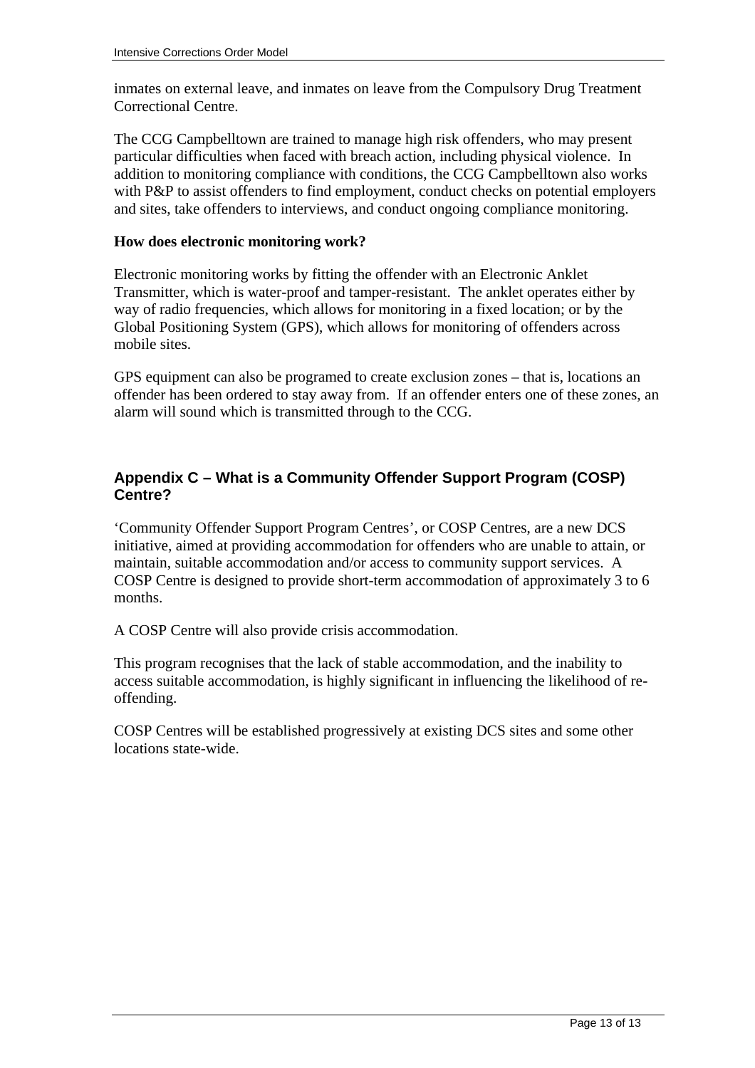inmates on external leave, and inmates on leave from the Compulsory Drug Treatment Correctional Centre.

The CCG Campbelltown are trained to manage high risk offenders, who may present particular difficulties when faced with breach action, including physical violence. In addition to monitoring compliance with conditions, the CCG Campbelltown also works with P&P to assist offenders to find employment, conduct checks on potential employers and sites, take offenders to interviews, and conduct ongoing compliance monitoring.

**How does electronic monitoring work?**

Electronic monitoring works by fitting the offender with an Electronic Anklet Transmitter, which is water-proof and tamper-resistant. The anklet operates either by way of radio frequencies, which allows for monitoring in a fixed location; or by the Global Positioning System (GPS), which allows for monitoring of offenders across mobile sites.

GPS equipment can also be programed to create exclusion zones – that is, locations an offender has been ordered to stay away from. If an offender enters one of these zones, an alarm will sound which is transmitted through to the CCG.

## Appendix C – What is a Community Offender Support Program (COSP) Centre?

'Community Offender Support Program Centres', or COSP Centres, are a new DCS initiative, aimed at providing accommodation for offenders who are unable to attain, or maintain, suitable accommodation and/or access to community support services. A COSP Centre is designed to provide short-term accommodation of approximately 3 to 6 months.

A COSP Centre will also provide crisis accommodation.

This program recognises that the lack of stable accommodation, and the inability to access suitable accommodation, is highly significant in influencing the likelihood of re-offending.

COSP Centres will be established progressively at existing DCS sites and some other locations state-wide.